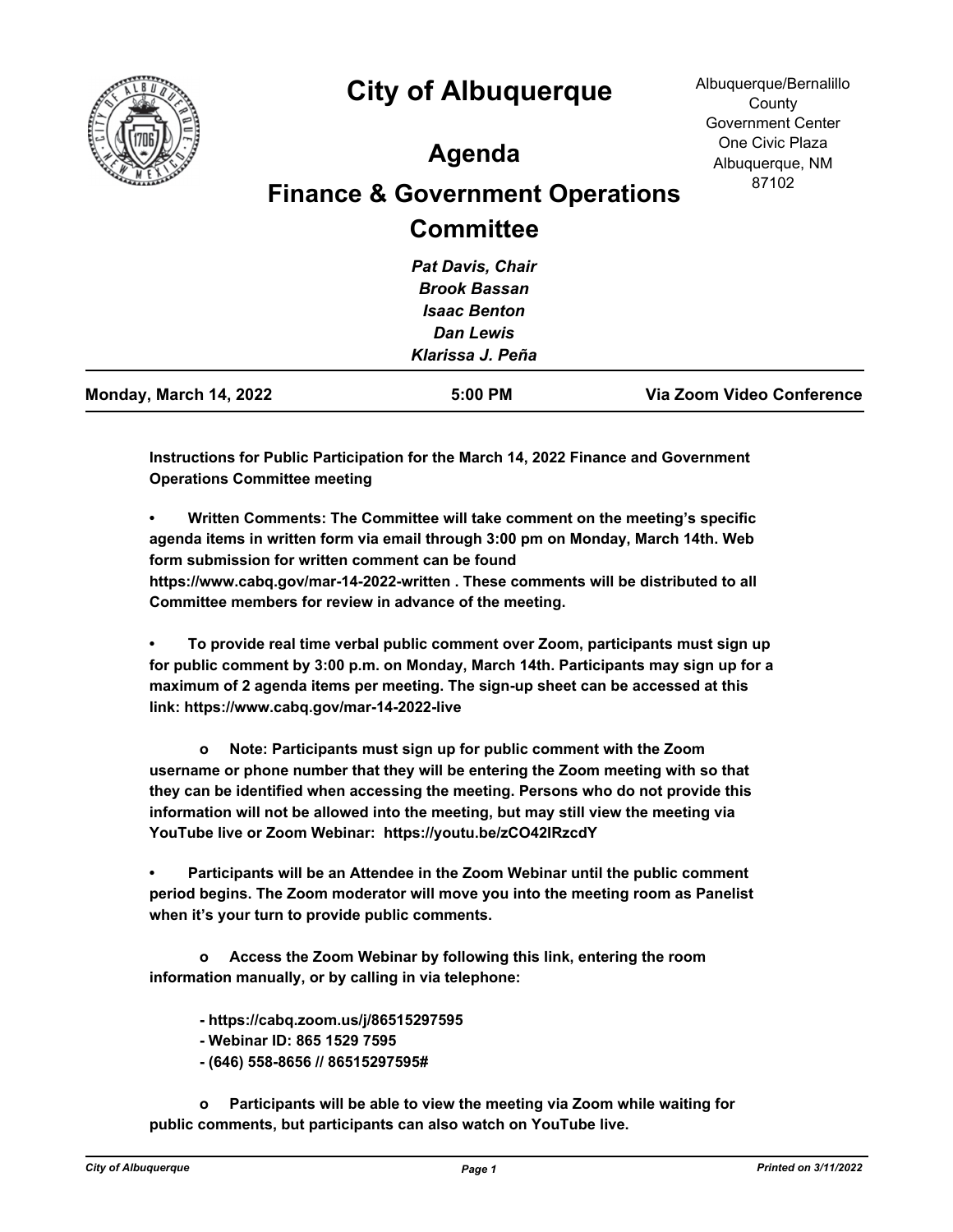# City of Albuquerque

Albuquerque/Bernalillo County
Government Center
One Civic Plaza
Albuquerque, NM 87102

## Agenda

## Finance & Government Operations Committee

*Pat Davis, Chair*
*Brook Bassan*
*Isaac Benton*
*Dan Lewis*
*Klarissa J. Peña*

**Monday, March 14, 2022** | **5:00 PM** | **Via Zoom Video Conference**

---

**Instructions for Public Participation for the March 14, 2022 Finance and Government Operations Committee meeting**

**• Written Comments: The Committee will take comment on the meeting's specific agenda items in written form via email through 3:00 pm on Monday, March 14th. Web form submission for written comment can be found https://www.cabq.gov/mar-14-2022-written . These comments will be distributed to all Committee members for review in advance of the meeting.**

**• To provide real time verbal public comment over Zoom, participants must sign up for public comment by 3:00 p.m. on Monday, March 14th. Participants may sign up for a maximum of 2 agenda items per meeting. The sign-up sheet can be accessed at this link: https://www.cabq.gov/mar-14-2022-live**

**o Note: Participants must sign up for public comment with the Zoom username or phone number that they will be entering the Zoom meeting with so that they can be identified when accessing the meeting. Persons who do not provide this information will not be allowed into the meeting, but may still view the meeting via YouTube live or Zoom Webinar: https://youtu.be/zCO42lRzcdY**

**• Participants will be an Attendee in the Zoom Webinar until the public comment period begins. The Zoom moderator will move you into the meeting room as Panelist when it's your turn to provide public comments.**

**o Access the Zoom Webinar by following this link, entering the room information manually, or by calling in via telephone:**

**- https://cabq.zoom.us/j/86515297595**
**- Webinar ID: 865 1529 7595**
**- (646) 558-8656 // 86515297595#**

**o Participants will be able to view the meeting via Zoom while waiting for public comments, but participants can also watch on YouTube live.**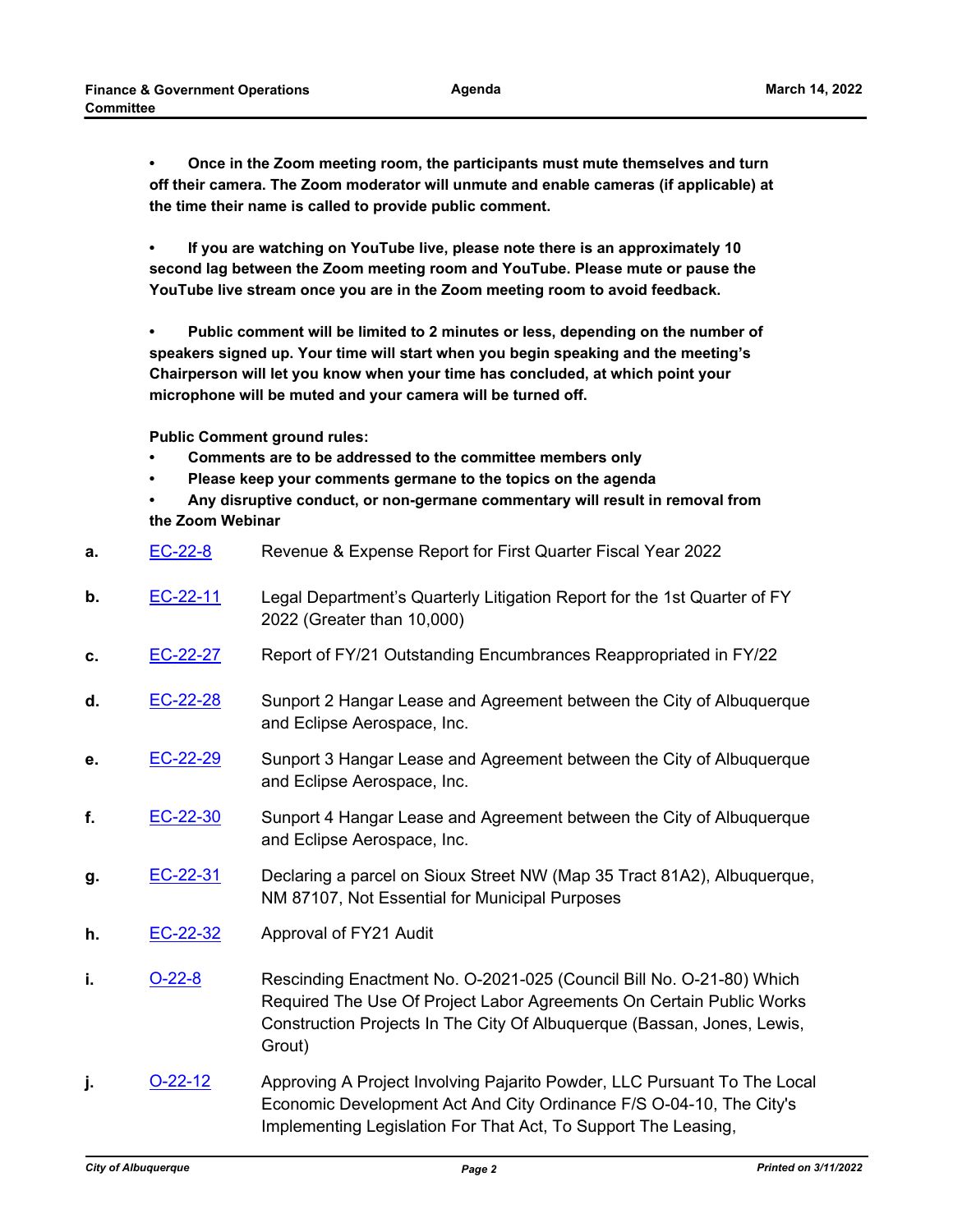- **Once in the Zoom meeting room, the participants must mute themselves and turn off their camera. The Zoom moderator will unmute and enable cameras (if applicable) at the time their name is called to provide public comment.**

- **If you are watching on YouTube live, please note there is an approximately 10 second lag between the Zoom meeting room and YouTube. Please mute or pause the YouTube live stream once you are in the Zoom meeting room to avoid feedback.**

- **Public comment will be limited to 2 minutes or less, depending on the number of speakers signed up. Your time will start when you begin speaking and the meeting's Chairperson will let you know when your time has concluded, at which point your microphone will be muted and your camera will be turned off.**

**Public Comment ground rules:**

- **Comments are to be addressed to the committee members only**
- **Please keep your comments germane to the topics on the agenda**
- **Any disruptive conduct, or non-germane commentary will result in removal from the Zoom Webinar**

**a.** EC-22-8 Revenue & Expense Report for First Quarter Fiscal Year 2022

**b.** EC-22-11 Legal Department's Quarterly Litigation Report for the 1st Quarter of FY 2022 (Greater than 10,000)

**c.** EC-22-27 Report of FY/21 Outstanding Encumbrances Reappropriated in FY/22

**d.** EC-22-28 Sunport 2 Hangar Lease and Agreement between the City of Albuquerque and Eclipse Aerospace, Inc.

**e.** EC-22-29 Sunport 3 Hangar Lease and Agreement between the City of Albuquerque and Eclipse Aerospace, Inc.

**f.** EC-22-30 Sunport 4 Hangar Lease and Agreement between the City of Albuquerque and Eclipse Aerospace, Inc.

**g.** EC-22-31 Declaring a parcel on Sioux Street NW (Map 35 Tract 81A2), Albuquerque, NM 87107, Not Essential for Municipal Purposes

**h.** EC-22-32 Approval of FY21 Audit

**i.** O-22-8 Rescinding Enactment No. O-2021-025 (Council Bill No. O-21-80) Which Required The Use Of Project Labor Agreements On Certain Public Works Construction Projects In The City Of Albuquerque (Bassan, Jones, Lewis, Grout)

**j.** O-22-12 Approving A Project Involving Pajarito Powder, LLC Pursuant To The Local Economic Development Act And City Ordinance F/S O-04-10, The City's Implementing Legislation For That Act, To Support The Leasing,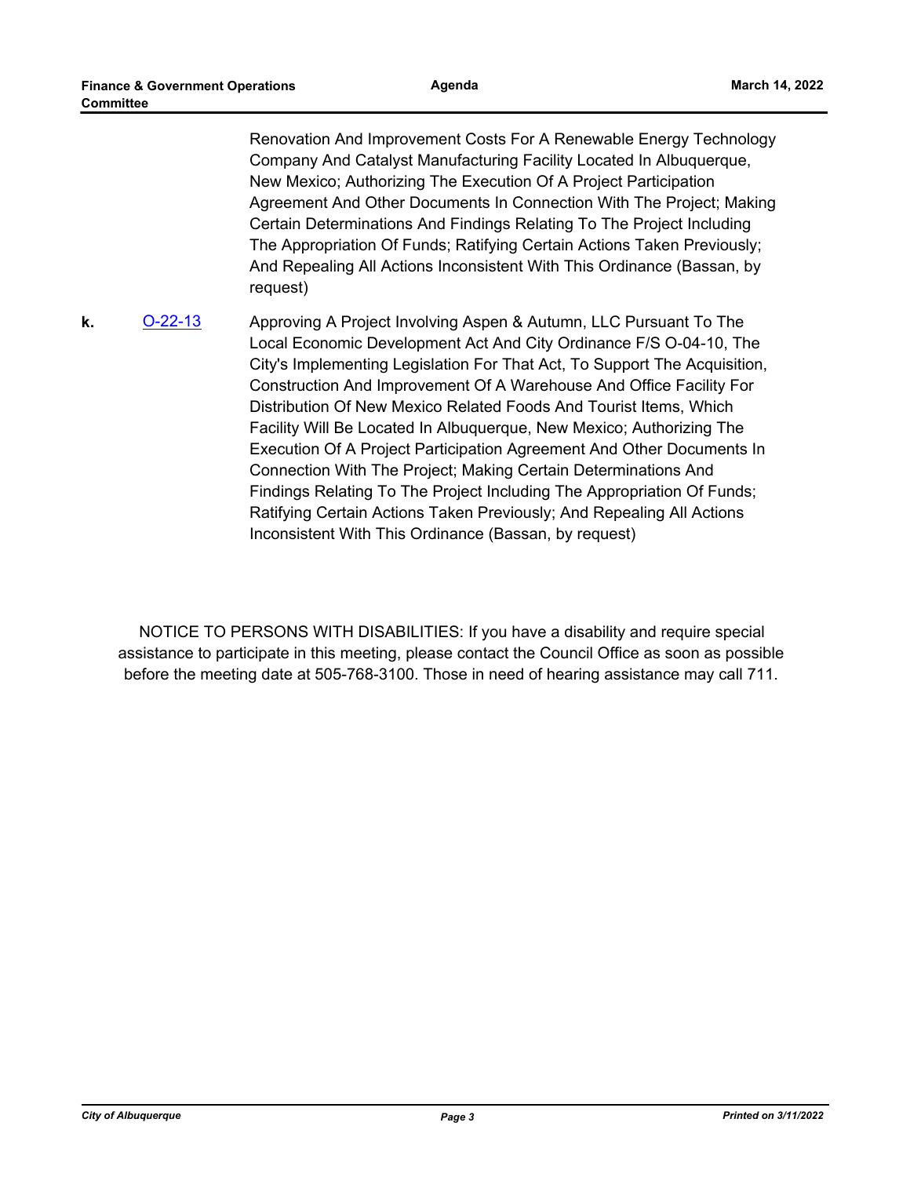Renovation And Improvement Costs For A Renewable Energy Technology Company And Catalyst Manufacturing Facility Located In Albuquerque, New Mexico; Authorizing The Execution Of A Project Participation Agreement And Other Documents In Connection With The Project; Making Certain Determinations And Findings Relating To The Project Including The Appropriation Of Funds; Ratifying Certain Actions Taken Previously; And Repealing All Actions Inconsistent With This Ordinance (Bassan, by request)

**k.** O-22-13 Approving A Project Involving Aspen & Autumn, LLC Pursuant To The Local Economic Development Act And City Ordinance F/S O-04-10, The City's Implementing Legislation For That Act, To Support The Acquisition, Construction And Improvement Of A Warehouse And Office Facility For Distribution Of New Mexico Related Foods And Tourist Items, Which Facility Will Be Located In Albuquerque, New Mexico; Authorizing The Execution Of A Project Participation Agreement And Other Documents In Connection With The Project; Making Certain Determinations And Findings Relating To The Project Including The Appropriation Of Funds; Ratifying Certain Actions Taken Previously; And Repealing All Actions Inconsistent With This Ordinance (Bassan, by request)

NOTICE TO PERSONS WITH DISABILITIES: If you have a disability and require special assistance to participate in this meeting, please contact the Council Office as soon as possible before the meeting date at 505-768-3100. Those in need of hearing assistance may call 711.